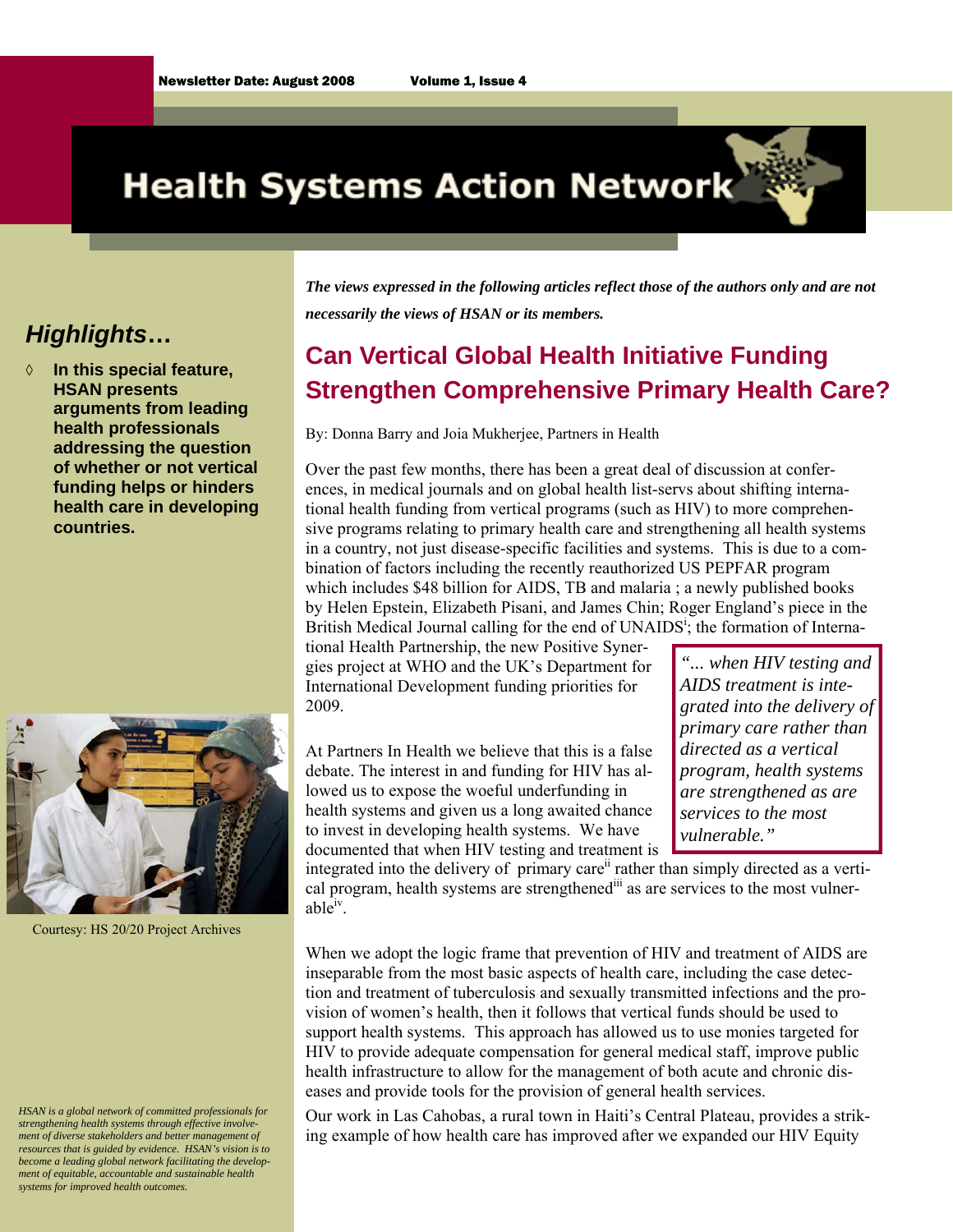Newsletter Date: August 2008 Volume 1, Issue 4

# Health Systems Action Network

## *Highlights…*

- **In this special feature, HSAN presents arguments from leading health professionals addressing the question of whether or not vertical funding helps or hinders health care in developing countries.**

Courtesy: HS 20/20 Project Archives

*HSAN is a global network of committed professionals for strengthening health systems through effective involvement of diverse stakeholders and better management of resources that is guided by evidence. HSAN's vision is to become a leading global network facilitating the development of equitable, accountable and sustainable health systems for improved health outcomes.*

***The views expressed in the following articles reflect those of the authors only and are not necessarily the views of HSAN or its members.***

## Can Vertical Global Health Initiative Funding Strengthen Comprehensive Primary Health Care?

By: Donna Barry and Joia Mukherjee, Partners in Health

Over the past few months, there has been a great deal of discussion at conferences, in medical journals and on global health list-servs about shifting international health funding from vertical programs (such as HIV) to more comprehensive programs relating to primary health care and strengthening all health systems in a country, not just disease-specific facilities and systems. This is due to a combination of factors including the recently reauthorized US PEPFAR program which includes $48 billion for AIDS, TB and malaria ; a newly published books by Helen Epstein, Elizabeth Pisani, and James Chin; Roger England's piece in the British Medical Journal calling for the end of UNAIDS[i]; the formation of International Health Partnership, the new Positive Synergies project at WHO and the UK's Department for International Development funding priorities for 2009.

> *"... when HIV testing and AIDS treatment is integrated into the delivery of primary care rather than directed as a vertical program, health systems are strengthened as are services to the most vulnerable."*

At Partners In Health we believe that this is a false debate. The interest in and funding for HIV has allowed us to expose the woeful underfunding in health systems and given us a long awaited chance to invest in developing health systems. We have documented that when HIV testing and treatment is integrated into the delivery of primary care[ii] rather than simply directed as a vertical program, health systems are strengthened[iii] as are services to the most vulnerable[iv].

When we adopt the logic frame that prevention of HIV and treatment of AIDS are inseparable from the most basic aspects of health care, including the case detection and treatment of tuberculosis and sexually transmitted infections and the provision of women's health, then it follows that vertical funds should be used to support health systems. This approach has allowed us to use monies targeted for HIV to provide adequate compensation for general medical staff, improve public health infrastructure to allow for the management of both acute and chronic diseases and provide tools for the provision of general health services.

Our work in Las Cahobas, a rural town in Haiti's Central Plateau, provides a striking example of how health care has improved after we expanded our HIV Equity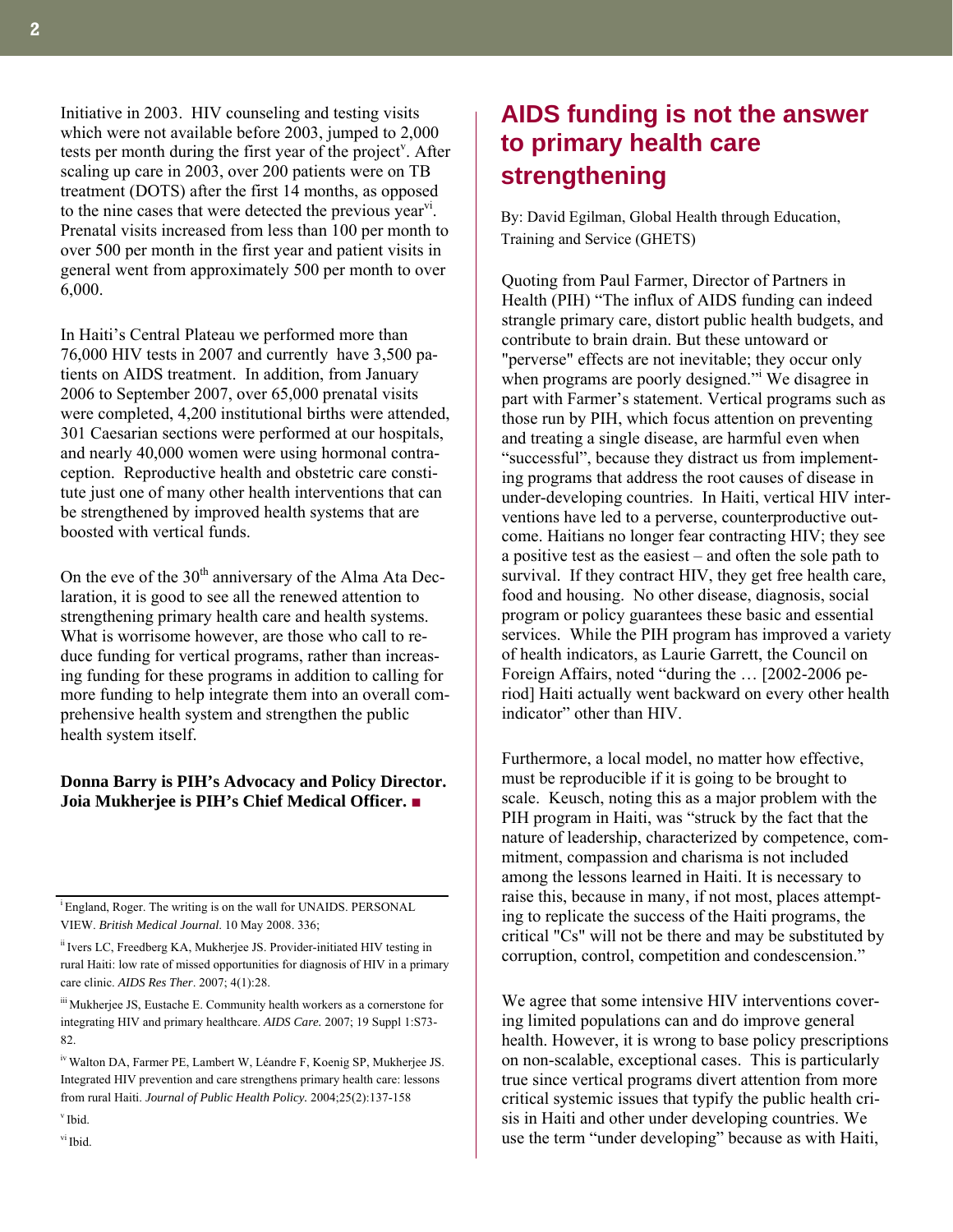Initiative in 2003. HIV counseling and testing visits which were not available before 2003, jumped to 2,000 tests per month during the first year of the project[v]. After scaling up care in 2003, over 200 patients were on TB treatment (DOTS) after the first 14 months, as opposed to the nine cases that were detected the previous year[vi]. Prenatal visits increased from less than 100 per month to over 500 per month in the first year and patient visits in general went from approximately 500 per month to over 6,000.

In Haiti's Central Plateau we performed more than 76,000 HIV tests in 2007 and currently have 3,500 patients on AIDS treatment. In addition, from January 2006 to September 2007, over 65,000 prenatal visits were completed, 4,200 institutional births were attended, 301 Caesarian sections were performed at our hospitals, and nearly 40,000 women were using hormonal contraception. Reproductive health and obstetric care constitute just one of many other health interventions that can be strengthened by improved health systems that are boosted with vertical funds.

On the eve of the 30th anniversary of the Alma Ata Declaration, it is good to see all the renewed attention to strengthening primary health care and health systems. What is worrisome however, are those who call to reduce funding for vertical programs, rather than increasing funding for these programs in addition to calling for more funding to help integrate them into an overall comprehensive health system and strengthen the public health system itself.

**Donna Barry is PIH's Advocacy and Policy Director. Joia Mukherjee is PIH's Chief Medical Officer. ■**

[i] England, Roger. The writing is on the wall for UNAIDS. PERSONAL VIEW. *British Medical Journal*. 10 May 2008. 336;

[ii] Ivers LC, Freedberg KA, Mukherjee JS. Provider-initiated HIV testing in rural Haiti: low rate of missed opportunities for diagnosis of HIV in a primary care clinic. *AIDS Res Ther*. 2007; 4(1):28.

[iii] Mukherjee JS, Eustache E. Community health workers as a cornerstone for integrating HIV and primary healthcare. *AIDS Care.* 2007; 19 Suppl 1:S73-82.

[iv] Walton DA, Farmer PE, Lambert W, Léandre F, Koenig SP, Mukherjee JS. Integrated HIV prevention and care strengthens primary health care: lessons from rural Haiti. *Journal of Public Health Policy.* 2004;25(2):137-158

[v] Ibid.

[vi] Ibid.

## AIDS funding is not the answer to primary health care strengthening

By: David Egilman, Global Health through Education, Training and Service (GHETS)

Quoting from Paul Farmer, Director of Partners in Health (PIH) "The influx of AIDS funding can indeed strangle primary care, distort public health budgets, and contribute to brain drain. But these untoward or "perverse" effects are not inevitable; they occur only when programs are poorly designed."[i] We disagree in part with Farmer's statement. Vertical programs such as those run by PIH, which focus attention on preventing and treating a single disease, are harmful even when "successful", because they distract us from implementing programs that address the root causes of disease in under-developing countries. In Haiti, vertical HIV interventions have led to a perverse, counterproductive outcome. Haitians no longer fear contracting HIV; they see a positive test as the easiest – and often the sole path to survival. If they contract HIV, they get free health care, food and housing. No other disease, diagnosis, social program or policy guarantees these basic and essential services. While the PIH program has improved a variety of health indicators, as Laurie Garrett, the Council on Foreign Affairs, noted "during the … [2002-2006 period] Haiti actually went backward on every other health indicator" other than HIV.

Furthermore, a local model, no matter how effective, must be reproducible if it is going to be brought to scale. Keusch, noting this as a major problem with the PIH program in Haiti, was "struck by the fact that the nature of leadership, characterized by competence, commitment, compassion and charisma is not included among the lessons learned in Haiti. It is necessary to raise this, because in many, if not most, places attempting to replicate the success of the Haiti programs, the critical "Cs" will not be there and may be substituted by corruption, control, competition and condescension."

We agree that some intensive HIV interventions covering limited populations can and do improve general health. However, it is wrong to base policy prescriptions on non-scalable, exceptional cases. This is particularly true since vertical programs divert attention from more critical systemic issues that typify the public health crisis in Haiti and other under developing countries. We use the term "under developing" because as with Haiti,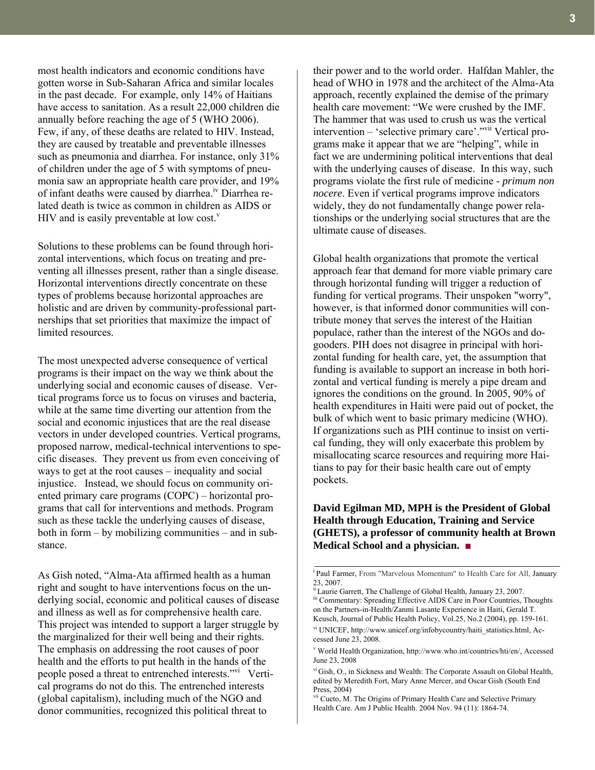most health indicators and economic conditions have gotten worse in Sub-Saharan Africa and similar locales in the past decade. For example, only 14% of Haitians have access to sanitation. As a result 22,000 children die annually before reaching the age of 5 (WHO 2006). Few, if any, of these deaths are related to HIV. Instead, they are caused by treatable and preventable illnesses such as pneumonia and diarrhea. For instance, only 31% of children under the age of 5 with symptoms of pneumonia saw an appropriate health care provider, and 19% of infant deaths were caused by diarrhea.[iv] Diarrhea related death is twice as common in children as AIDS or HIV and is easily preventable at low cost.[v]

Solutions to these problems can be found through horizontal interventions, which focus on treating and preventing all illnesses present, rather than a single disease. Horizontal interventions directly concentrate on these types of problems because horizontal approaches are holistic and are driven by community-professional partnerships that set priorities that maximize the impact of limited resources.

The most unexpected adverse consequence of vertical programs is their impact on the way we think about the underlying social and economic causes of disease. Vertical programs force us to focus on viruses and bacteria, while at the same time diverting our attention from the social and economic injustices that are the real disease vectors in under developed countries. Vertical programs, proposed narrow, medical-technical interventions to specific diseases. They prevent us from even conceiving of ways to get at the root causes – inequality and social injustice. Instead, we should focus on community oriented primary care programs (COPC) – horizontal programs that call for interventions and methods. Program such as these tackle the underlying causes of disease, both in form – by mobilizing communities – and in substance.

As Gish noted, "Alma-Ata affirmed health as a human right and sought to have interventions focus on the underlying social, economic and political causes of disease and illness as well as for comprehensive health care. This project was intended to support a larger struggle by the marginalized for their well being and their rights. The emphasis on addressing the root causes of poor health and the efforts to put health in the hands of the people posed a threat to entrenched interests."[vi] Vertical programs do not do this. The entrenched interests (global capitalism), including much of the NGO and donor communities, recognized this political threat to their power and to the world order. Halfdan Mahler, the head of WHO in 1978 and the architect of the Alma-Ata approach, recently explained the demise of the primary health care movement: "We were crushed by the IMF. The hammer that was used to crush us was the vertical intervention – 'selective primary care'."[vii] Vertical programs make it appear that we are "helping", while in fact we are undermining political interventions that deal with the underlying causes of disease. In this way, such programs violate the first rule of medicine - *primum non nocere*. Even if vertical programs improve indicators widely, they do not fundamentally change power relationships or the underlying social structures that are the ultimate cause of diseases.

Global health organizations that promote the vertical approach fear that demand for more viable primary care through horizontal funding will trigger a reduction of funding for vertical programs. Their unspoken "worry", however, is that informed donor communities will contribute money that serves the interest of the Haitian populace, rather than the interest of the NGOs and do-gooders. PIH does not disagree in principal with horizontal funding for health care, yet, the assumption that funding is available to support an increase in both horizontal and vertical funding is merely a pipe dream and ignores the conditions on the ground. In 2005, 90% of health expenditures in Haiti were paid out of pocket, the bulk of which went to basic primary medicine (WHO). If organizations such as PIH continue to insist on vertical funding, they will only exacerbate this problem by misallocating scarce resources and requiring more Haitians to pay for their basic health care out of empty pockets.

**David Egilman MD, MPH is the President of Global Health through Education, Training and Service (GHETS), a professor of community health at Brown Medical School and a physician.** ■

---

[i] Paul Farmer, From "Marvelous Momentum" to Health Care for All, January 23, 2007.

[ii] Laurie Garrett, The Challenge of Global Health, January 23, 2007.

[iii] Commentary: Spreading Effective AIDS Care in Poor Countries, Thoughts on the Partners-in-Health/Zanmi Lasante Experience in Haiti, Gerald T. Keusch, Journal of Public Health Policy, Vol.25, No.2 (2004), pp. 159-161.

[vi] UNICEF, http://www.unicef.org/infobycountry/haiti_statistics.html, Accessed June 23, 2008.

[v] World Health Organization, http://www.who.int/countries/hti/en/, Accessed June 23, 2008

[vi] Gish, O., in Sickness and Wealth: The Corporate Assault on Global Health, edited by Meredith Fort, Mary Anne Mercer, and Oscar Gish (South End Press, 2004)

[vii] Cueto, M. The Origins of Primary Health Care and Selective Primary Health Care. Am J Public Health. 2004 Nov. 94 (11): 1864-74.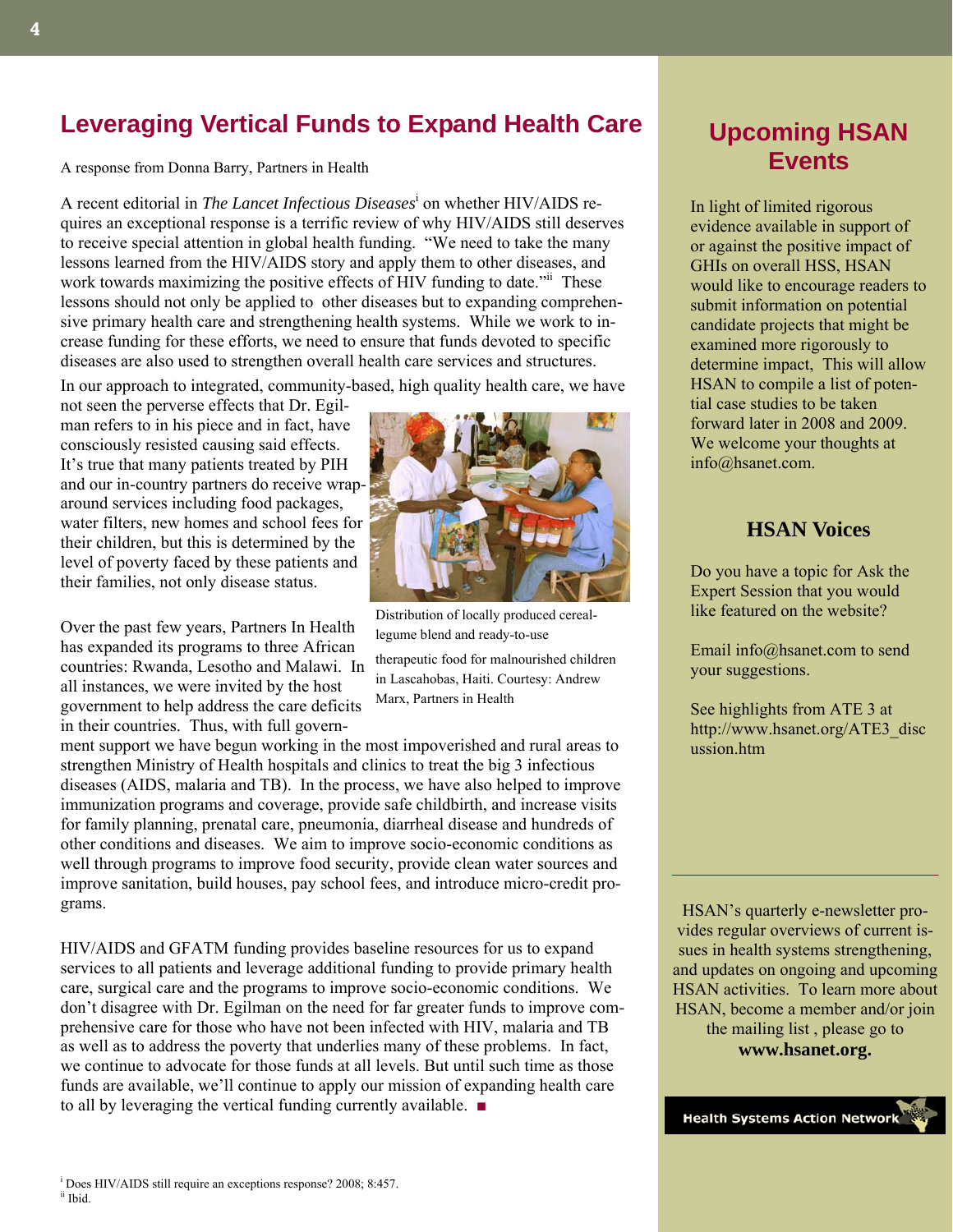## Leveraging Vertical Funds to Expand Health Care

A response from Donna Barry, Partners in Health

A recent editorial in *The Lancet Infectious Diseases*[i] on whether HIV/AIDS requires an exceptional response is a terrific review of why HIV/AIDS still deserves to receive special attention in global health funding. "We need to take the many lessons learned from the HIV/AIDS story and apply them to other diseases, and work towards maximizing the positive effects of HIV funding to date."[ii] These lessons should not only be applied to other diseases but to expanding comprehensive primary health care and strengthening health systems. While we work to increase funding for these efforts, we need to ensure that funds devoted to specific diseases are also used to strengthen overall health care services and structures.

In our approach to integrated, community-based, high quality health care, we have not seen the perverse effects that Dr. Egilman refers to in his piece and in fact, have consciously resisted causing said effects. It's true that many patients treated by PIH and our in-country partners do receive wrap-around services including food packages, water filters, new homes and school fees for their children, but this is determined by the level of poverty faced by these patients and their families, not only disease status.

Distribution of locally produced cereal-legume blend and ready-to-use therapeutic food for malnourished children in Lascahobas, Haiti. Courtesy: Andrew Marx, Partners in Health

Over the past few years, Partners In Health has expanded its programs to three African countries: Rwanda, Lesotho and Malawi. In all instances, we were invited by the host government to help address the care deficits in their countries. Thus, with full government support we have begun working in the most impoverished and rural areas to strengthen Ministry of Health hospitals and clinics to treat the big 3 infectious diseases (AIDS, malaria and TB). In the process, we have also helped to improve immunization programs and coverage, provide safe childbirth, and increase visits for family planning, prenatal care, pneumonia, diarrheal disease and hundreds of other conditions and diseases. We aim to improve socio-economic conditions as well through programs to improve food security, provide clean water sources and improve sanitation, build houses, pay school fees, and introduce micro-credit programs.

HIV/AIDS and GFATM funding provides baseline resources for us to expand services to all patients and leverage additional funding to provide primary health care, surgical care and the programs to improve socio-economic conditions. We don't disagree with Dr. Egilman on the need for far greater funds to improve comprehensive care for those who have not been infected with HIV, malaria and TB as well as to address the poverty that underlies many of these problems. In fact, we continue to advocate for those funds at all levels. But until such time as those funds are available, we'll continue to apply our mission of expanding health care to all by leveraging the vertical funding currently available. ■

[i] Does HIV/AIDS still require an exceptions response? 2008; 8:457.
[ii] Ibid.

## Upcoming HSAN Events

In light of limited rigorous evidence available in support of or against the positive impact of GHIs on overall HSS, HSAN would like to encourage readers to submit information on potential candidate projects that might be examined more rigorously to determine impact, This will allow HSAN to compile a list of potential case studies to be taken forward later in 2008 and 2009. We welcome your thoughts at info@hsanet.com.

### HSAN Voices

Do you have a topic for Ask the Expert Session that you would like featured on the website?

Email info@hsanet.com to send your suggestions.

See highlights from ATE 3 at http://www.hsanet.org/ATE3_discussion.htm

---

HSAN's quarterly e-newsletter provides regular overviews of current issues in health systems strengthening, and updates on ongoing and upcoming HSAN activities. To learn more about HSAN, become a member and/or join the mailing list , please go to **www.hsanet.org.**

Health Systems Action Network